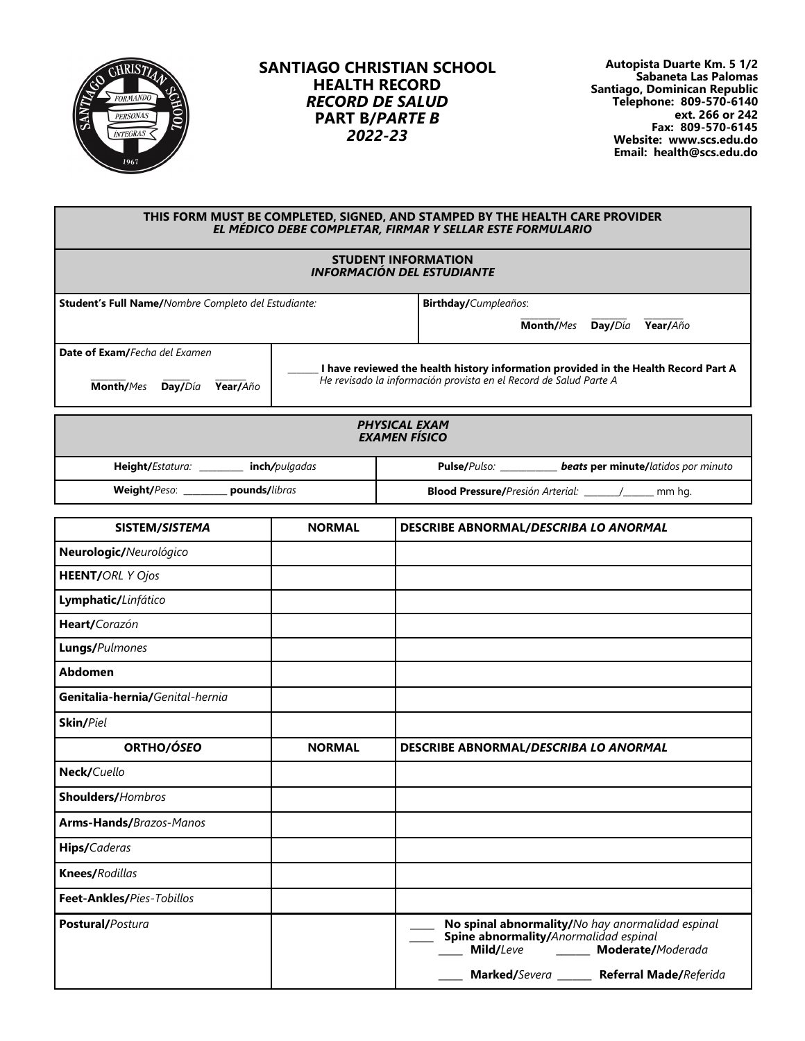# SANTIAGO CHRISTIAN SCHOOL
## HEALTH RECORD
## *RECORD DE SALUD*
## PART B/*PARTE B*
## *2022-23*

**Autopista Duarte Km. 5 1/2**
**Sabaneta Las Palomas**
**Santiago, Dominican Republic**
**Telephone: 809-570-6140**
**ext. 266 or 242**
**Fax: 809-570-6145**
**Website: www.scs.edu.do**
**Email: health@scs.edu.do**

**THIS FORM MUST BE COMPLETED, SIGNED, AND STAMPED BY THE HEALTH CARE PROVIDER**
***EL MÉDICO DEBE COMPLETAR, FIRMAR Y SELLAR ESTE FORMULARIO***

**STUDENT INFORMATION**
***INFORMACIÓN DEL ESTUDIANTE***

| **Student's Full Name/***Nombre Completo del Estudiante:* | **Birthday/***Cumpleaños*: ________ ________ ________ **Month/***Mes* **Day/***Día* **Year/***Año* |
|---|---|
| **Date of Exam/***Fecha del Examen* ________ ________ ________ **Month/***Mes* **Day/***Día* **Year/***Año* | ______ **I have reviewed the health history information provided in the Health Record Part A** *He revisado la información provista en el Record de Salud Parte A* |

**PHYSICAL EXAM**
***EXAMEN FÍSICO***

| | |
|---|---|
| **Height/***Estatura:* ________ **inch/***pulgadas* | **Pulse/***Pulso:* ___________ ***beats* per minute/***latidos por minuto* |
| **Weight/***Peso*: ________ **pounds/***libras* | **Blood Pressure/***Presión Arterial:* _______/______ mm hg. |

| SISTEM/*SISTEMA* | NORMAL | DESCRIBE ABNORMAL/*DESCRIBA LO ANORMAL* |
|---|---|---|
| **Neurologic/***Neurológico* | | |
| **HEENT/***ORL Y Ojos* | | |
| **Lymphatic/***Linfático* | | |
| **Heart/***Corazón* | | |
| **Lungs/***Pulmones* | | |
| **Abdomen** | | |
| **Genitalia-hernia/***Genital-hernia* | | |
| **Skin/***Piel* | | |
| **ORTHO/*ÓSEO*** | **NORMAL** | **DESCRIBE ABNORMAL/*DESCRIBA LO ANORMAL*** |
| **Neck/***Cuello* | | |
| **Shoulders/***Hombros* | | |
| **Arms-Hands/***Brazos-Manos* | | |
| **Hips/***Caderas* | | |
| **Knees/***Rodillas* | | |
| **Feet-Ankles/***Pies-Tobillos* | | |
| **Postural/***Postura* | | ____ **No spinal abnormality/***No hay anormalidad espinal* ____ **Spine abnormality/***Anormalidad espinal* ____ **Mild/***Leve* ______ **Moderate/***Moderada* ____ **Marked/***Severa* ______ **Referral Made/***Referida* |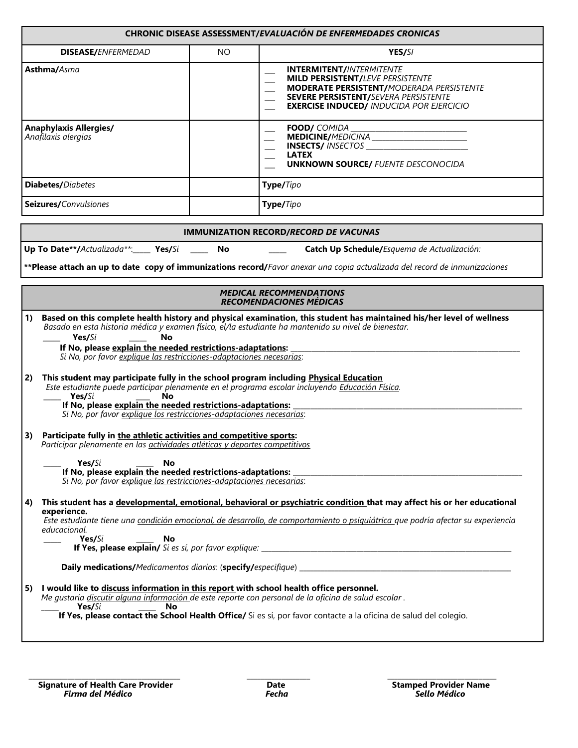| CHRONIC DISEASE ASSESSMENT/*EVALUACIÓN DE ENFERMEDADES CRONICAS* | | |
|---|---|---|
| **DISEASE/***ENFERMEDAD* | NO | **YES/***SI* |
| **Asthma/***Asma* | | ___ **INTERMITENT/***INTERMITENTE*<br>___ **MILD PERSISTENT/***LEVE PERSISTENTE*<br>___ **MODERATE PERSISTENT/***MODERADA PERSISTENTE*<br>___ **SEVERE PERSISTENT/***SEVERA PERSISTENTE*<br>___ **EXERCISE INDUCED/** *INDUCIDA POR EJERCICIO* |
| **Anaphylaxis Allergies/** *Anafilaxis alergias* | | ___ **FOOD/** *COMIDA* ____________________________<br>___ **MEDICINE/***MEDICINA* ________________________<br>___ **INSECTS/** *INSECTOS* _________________________<br>___ **LATEX**<br>___ **UNKNOWN SOURCE/** *FUENTE DESCONOCIDA* |
| **Diabetes/***Diabetes* | | **Type/***Tipo* |
| **Seizures/***Convulsiones* | | **Type/***Tipo* |

## IMMUNIZATION RECORD/*RECORD DE VACUNAS*

**Up To Date\*\*/***Actualizada\*\**:____ **Yes/***Si* _____ **No** _____ **Catch Up Schedule/***Esquema de Actualización:*

**\*\*Please attach an up to date copy of immunizations record/***Favor anexar una copia actualizada del record de inmunizaciones*

## *MEDICAL RECOMMENDATIONS*
## *RECOMENDACIONES MÉDICAS*

**1) Based on this complete health history and physical examination, this student has maintained his/her level of wellness**
*Basado en esta historia médica y examen físico, el/la estudiante ha mantenido su nivel de bienestar.*
_____ **Yes/***Si* _____ **No**
**If No, please explain the needed restrictions-adaptations:** ____________________________________________
*Si No, por favor explique las restricciones-adaptaciones necesarias*:

**2) This student may participate fully in the school program including Physical Education**
*Este estudiante puede participar plenamente en el programa escolar incluyendo Educación Física.*
_____ **Yes/***Si* _____ **No**
**If No, please explain the needed restrictions-adaptations:** ____________________________________________
*Si No, por favor explique los restricciones-adaptaciones necesarias*:

**3) Participate fully in the athletic activities and competitive sports:**
*Participar plenamente en las actividades atléticas y deportes competitivos*
_____ **Yes/***Si* _____ **No**
**If No, please explain the needed restrictions-adaptations:** ____________________________________________
*Si No, por favor explique las restricciones-adaptaciones necesarias*:

**4) This student has a developmental, emotional, behavioral or psychiatric condition that may affect his or her educational experience.**
*Este estudiante tiene una condición emocional, de desarrollo, de comportamiento o psiquiátrica que podría afectar su experiencia educacional.*
_____ **Yes/***Si* _____ **No**
**If Yes, please explain/** *Si es sí, por favor explique:* ____________________________________________

**Daily medications/***Medicamentos diarios*: (**specify/***especifique*) ____________________________________________

**5) I would like to discuss information in this report with school health office personnel.**
*Me gustaría discutir alguna información de este reporte con personal de la oficina de salud escolar .*
_____ **Yes/***Si* _____ **No**
**If Yes, please contact the School Health Office/** Si es sí, por favor contacte a la oficina de salud del colegio.

______________________________ **Signature of Health Care Provider** *Firma del Médico*

______________ **Date** *Fecha*

______________________ **Stamped Provider Name** *Sello Médico*